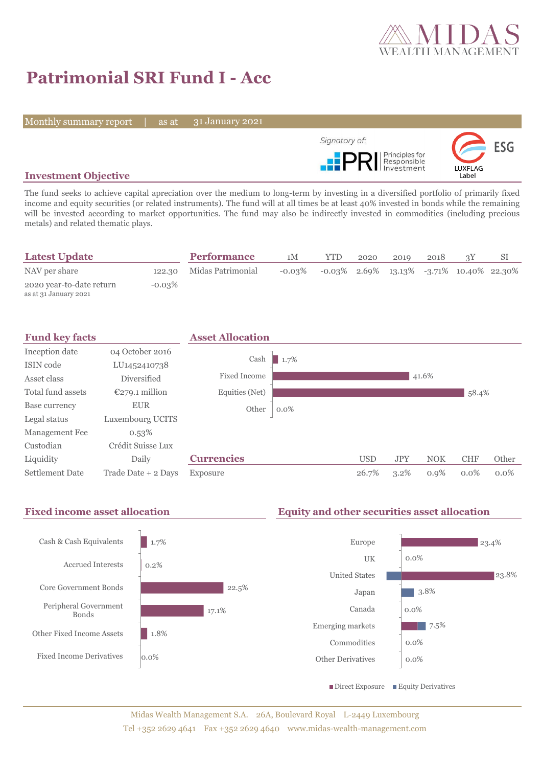# Patrimonial SRI Fund I - Acc

Monthly summary report | as at 31 January 2021

Signatory of: PRI Principles for Responsible Investment

LUXFLAG Label ESG

## Investment Objective

The fund seeks to achieve capital apreciation over the medium to long-term by investing in a diversified portfolio of primarily fixed income and equity securities (or related instruments). The fund will at all times be at least 40% invested in bonds while the remaining will be invested according to market opportunities. The fund may also be indirectly invested in commodities (including precious metals) and related thematic plays.

## Latest Update

| | |
|---|---|
| NAV per share | 122.30 |
| 2020 year-to-date return<br>as at 31 January 2021 | -0.03% |

## Performance

| | 1M | YTD | 2020 | 2019 | 2018 | 3Y | SI |
|---|---|---|---|---|---|---|---|
| Midas Patrimonial | -0.03% | -0.03% | 2.69% | 13.13% | -3.71% | 10.40% | 22.30% |

## Fund key facts

| | |
|---|---|
| Inception date | 04 October 2016 |
| ISIN code | LU1452410738 |
| Asset class | Diversified |
| Total fund assets | €279.1 million |
| Base currency | EUR |
| Legal status | Luxembourg UCITS |
| Management Fee | 0.53% |
| Custodian | Crédit Suisse Lux |
| Liquidity | Daily |
| Settlement Date | Trade Date + 2 Days |

## Asset Allocation

| | |
|---|---|
| Cash | 1.7% |
| Fixed Income | 41.6% |
| Equities (Net) | 58.4% |
| Other | 0.0% |

## Currencies

| | USD | JPY | NOK | CHF | Other |
|---|---|---|---|---|---|
| Exposure | 26.7% | 3.2% | 0.9% | 0.0% | 0.0% |

## Fixed income asset allocation

| | |
|---|---|
| Cash & Cash Equivalents | 1.7% |
| Accrued Interests | 0.2% |
| Core Government Bonds | 22.5% |
| Peripheral Government Bonds | 17.1% |
| Other Fixed Income Assets | 1.8% |
| Fixed Income Derivatives | 0.0% |

## Equity and other securities asset allocation

| | |
|---|---|
| Europe | 23.4% |
| UK | 0.0% |
| United States | 23.8% |
| Japan | 3.8% |
| Canada | 0.0% |
| Emerging markets | 7.5% |
| Commodities | 0.0% |
| Other Derivatives | 0.0% |

■ Direct Exposure ■ Equity Derivatives

Midas Wealth Management S.A. 26A, Boulevard Royal L-2449 Luxembourg
Tel +352 2629 4641 Fax +352 2629 4640 www.midas-wealth-management.com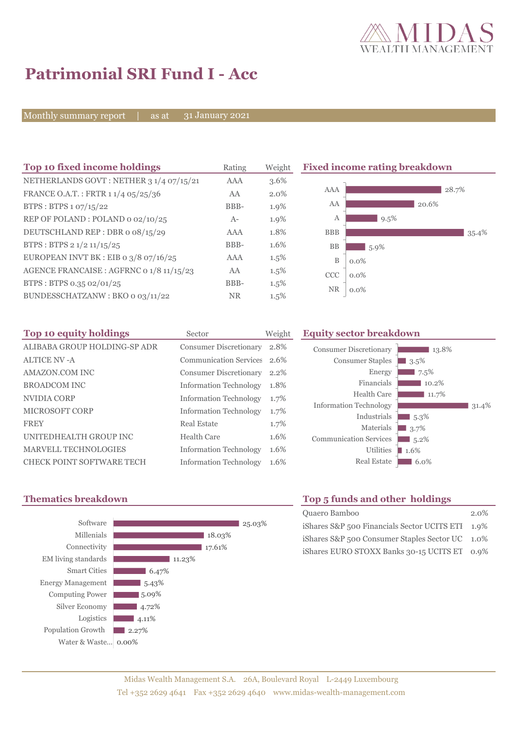# Patrimonial SRI Fund I - Acc

Monthly summary report | as at 31 January 2021

## Top 10 fixed income holdings

| Top 10 fixed income holdings | Rating | Weight |
|---|---|---|
| NETHERLANDS GOVT : NETHER 3 1/4 07/15/21 | AAA | 3.6% |
| FRANCE O.A.T. : FRTR 1 1/4 05/25/36 | AA | 2.0% |
| BTPS : BTPS 1 07/15/22 | BBB- | 1.9% |
| REP OF POLAND : POLAND 0 02/10/25 | A- | 1.9% |
| DEUTSCHLAND REP : DBR 0 08/15/29 | AAA | 1.8% |
| BTPS : BTPS 2 1/2 11/15/25 | BBB- | 1.6% |
| EUROPEAN INVT BK : EIB 0 3/8 07/16/25 | AAA | 1.5% |
| AGENCE FRANCAISE : AGFRNC 0 1/8 11/15/23 | AA | 1.5% |
| BTPS : BTPS 0.35 02/01/25 | BBB- | 1.5% |
| BUNDESSCHATZANW : BKO 0 03/11/22 | NR | 1.5% |

## Fixed income rating breakdown

| Rating | Weight |
|---|---|
| AAA | 28.7% |
| AA | 20.6% |
| A | 9.5% |
| BBB | 35.4% |
| BB | 5.9% |
| B | 0.0% |
| CCC | 0.0% |
| NR | 0.0% |

## Top 10 equity holdings

| Top 10 equity holdings | Sector | Weight |
|---|---|---|
| ALIBABA GROUP HOLDING-SP ADR | Consumer Discretionary | 2.8% |
| ALTICE NV -A | Communication Services | 2.6% |
| AMAZON.COM INC | Consumer Discretionary | 2.2% |
| BROADCOM INC | Information Technology | 1.8% |
| NVIDIA CORP | Information Technology | 1.7% |
| MICROSOFT CORP | Information Technology | 1.7% |
| FREY | Real Estate | 1.7% |
| UNITEDHEALTH GROUP INC | Health Care | 1.6% |
| MARVELL TECHNOLOGIES | Information Technology | 1.6% |
| CHECK POINT SOFTWARE TECH | Information Technology | 1.6% |

## Equity sector breakdown

| Sector | Weight |
|---|---|
| Consumer Discretionary | 13.8% |
| Consumer Staples | 3.5% |
| Energy | 7.5% |
| Financials | 10.2% |
| Health Care | 11.7% |
| Information Technology | 31.4% |
| Industrials | 5.3% |
| Materials | 3.7% |
| Communication Services | 5.2% |
| Utilities | 1.6% |
| Real Estate | 6.0% |

## Thematics breakdown

| Thematic | Weight |
|---|---|
| Software | 25.03% |
| Millenials | 18.03% |
| Connectivity | 17.61% |
| EM living standards | 11.23% |
| Smart Cities | 6.47% |
| Energy Management | 5.43% |
| Computing Power | 5.09% |
| Silver Economy | 4.72% |
| Logistics | 4.11% |
| Population Growth | 2.27% |
| Water & Waste... | 0.00% |

## Top 5 funds and other holdings

| Holding | Weight |
|---|---|
| Quaero Bamboo | 2.0% |
| iShares S&P 500 Financials Sector UCITS ETF | 1.9% |
| iShares S&P 500 Consumer Staples Sector UC | 1.0% |
| iShares EURO STOXX Banks 30-15 UCITS ET | 0.9% |

Midas Wealth Management S.A. 26A, Boulevard Royal L-2449 Luxembourg
Tel +352 2629 4641 Fax +352 2629 4640 www.midas-wealth-management.com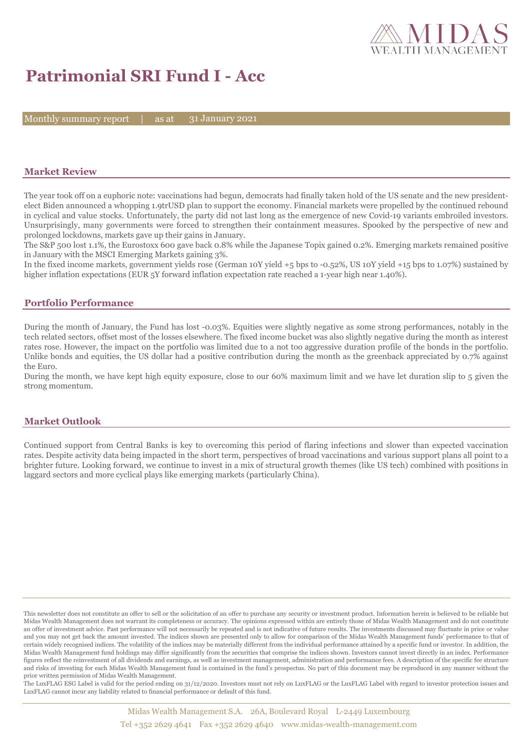# Patrimonial SRI Fund I - Acc

Monthly summary report | as at 31 January 2021

## Market Review

The year took off on a euphoric note: vaccinations had begun, democrats had finally taken hold of the US senate and the new president-elect Biden announced a whopping 1.9trUSD plan to support the economy. Financial markets were propelled by the continued rebound in cyclical and value stocks. Unfortunately, the party did not last long as the emergence of new Covid-19 variants embroiled investors. Unsurprisingly, many governments were forced to strengthen their containment measures. Spooked by the perspective of new and prolonged lockdowns, markets gave up their gains in January.
The S&P 500 lost 1.1%, the Eurostoxx 600 gave back 0.8% while the Japanese Topix gained 0.2%. Emerging markets remained positive in January with the MSCI Emerging Markets gaining 3%.
In the fixed income markets, government yields rose (German 10Y yield +5 bps to -0.52%, US 10Y yield +15 bps to 1.07%) sustained by higher inflation expectations (EUR 5Y forward inflation expectation rate reached a 1-year high near 1.40%).

## Portfolio Performance

During the month of January, the Fund has lost -0.03%. Equities were slightly negative as some strong performances, notably in the tech related sectors, offset most of the losses elsewhere. The fixed income bucket was also slightly negative during the month as interest rates rose. However, the impact on the portfolio was limited due to a not too aggressive duration profile of the bonds in the portfolio. Unlike bonds and equities, the US dollar had a positive contribution during the month as the greenback appreciated by 0.7% against the Euro.
During the month, we have kept high equity exposure, close to our 60% maximum limit and we have let duration slip to 5 given the strong momentum.

## Market Outlook

Continued support from Central Banks is key to overcoming this period of flaring infections and slower than expected vaccination rates. Despite activity data being impacted in the short term, perspectives of broad vaccinations and various support plans all point to a brighter future. Looking forward, we continue to invest in a mix of structural growth themes (like US tech) combined with positions in laggard sectors and more cyclical plays like emerging markets (particularly China).

This newsletter does not constitute an offer to sell or the solicitation of an offer to purchase any security or investment product. Information herein is believed to be reliable but Midas Wealth Management does not warrant its completeness or accuracy. The opinions expressed within are entirely those of Midas Wealth Management and do not constitute an offer of investment advice. Past performance will not necessarily be repeated and is not indicative of future results. The investments discussed may fluctuate in price or value and you may not get back the amount invested. The indices shown are presented only to allow for comparison of the Midas Wealth Management funds' performance to that of certain widely recognised indices. The volatility of the indices may be materially different from the individual performance attained by a specific fund or investor. In addition, the Midas Wealth Management fund holdings may differ significantly from the securities that comprise the indices shown. Investors cannot invest directly in an index. Performance figures reflect the reinvestment of all dividends and earnings, as well as investment management, administration and performance fees. A description of the specific fee structure and risks of investing for each Midas Wealth Management fund is contained in the fund's prospectus. No part of this document may be reproduced in any manner without the prior written permission of Midas Wealth Management.
The LuxFLAG ESG Label is valid for the period ending on 31/12/2020. Investors must not rely on LuxFLAG or the LuxFLAG Label with regard to investor protection issues and LuxFLAG cannot incur any liability related to financial performance or default of this fund.

Midas Wealth Management S.A. 26A, Boulevard Royal L-2449 Luxembourg
Tel +352 2629 4641 Fax +352 2629 4640 www.midas-wealth-management.com